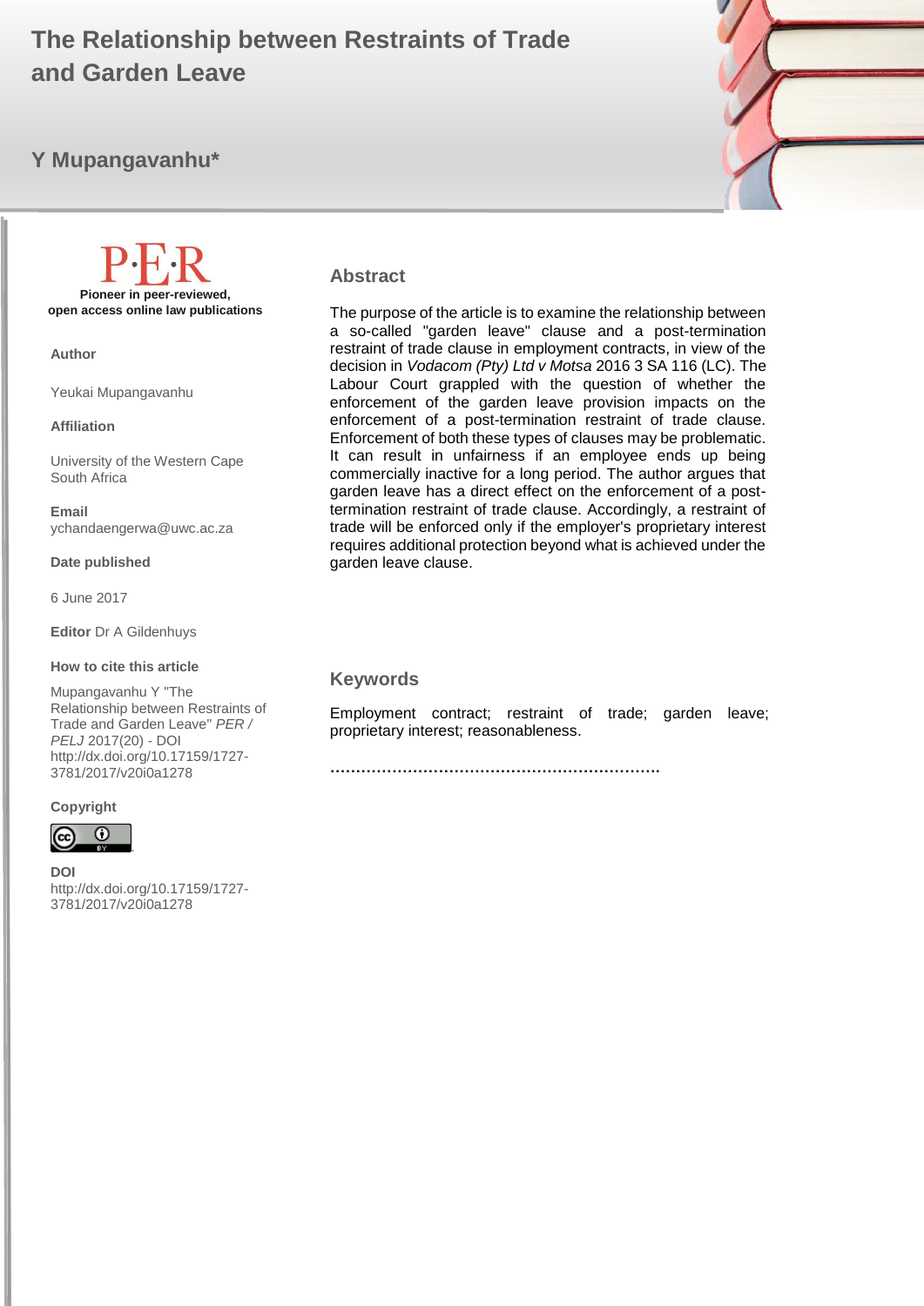# The Relationship between Restraints of Trade and Garden Leave

**Y Mupangavanhu***

**Pioneer in peer-reviewed, open access online law publications**

**Author**

Yeukai Mupangavanhu

**Affiliation**

University of the Western Cape
South Africa

**Email**
ychandaengerwa@uwc.ac.za

**Date published**

6 June 2017

**Editor** Dr A Gildenhuys

**How to cite this article**

Mupangavanhu Y "The Relationship between Restraints of Trade and Garden Leave" *PER / PELJ* 2017(20) - DOI http://dx.doi.org/10.17159/1727-3781/2017/v20i0a1278

**Copyright**

**DOI**
http://dx.doi.org/10.17159/1727-3781/2017/v20i0a1278

## Abstract

The purpose of the article is to examine the relationship between a so-called "garden leave" clause and a post-termination restraint of trade clause in employment contracts, in view of the decision in *Vodacom (Pty) Ltd v Motsa* 2016 3 SA 116 (LC). The Labour Court grappled with the question of whether the enforcement of the garden leave provision impacts on the enforcement of a post-termination restraint of trade clause. Enforcement of both these types of clauses may be problematic. It can result in unfairness if an employee ends up being commercially inactive for a long period. The author argues that garden leave has a direct effect on the enforcement of a post-termination restraint of trade clause. Accordingly, a restraint of trade will be enforced only if the employer's proprietary interest requires additional protection beyond what is achieved under the garden leave clause.

## Keywords

Employment contract; restraint of trade; garden leave; proprietary interest; reasonableness.

……………………………………………………….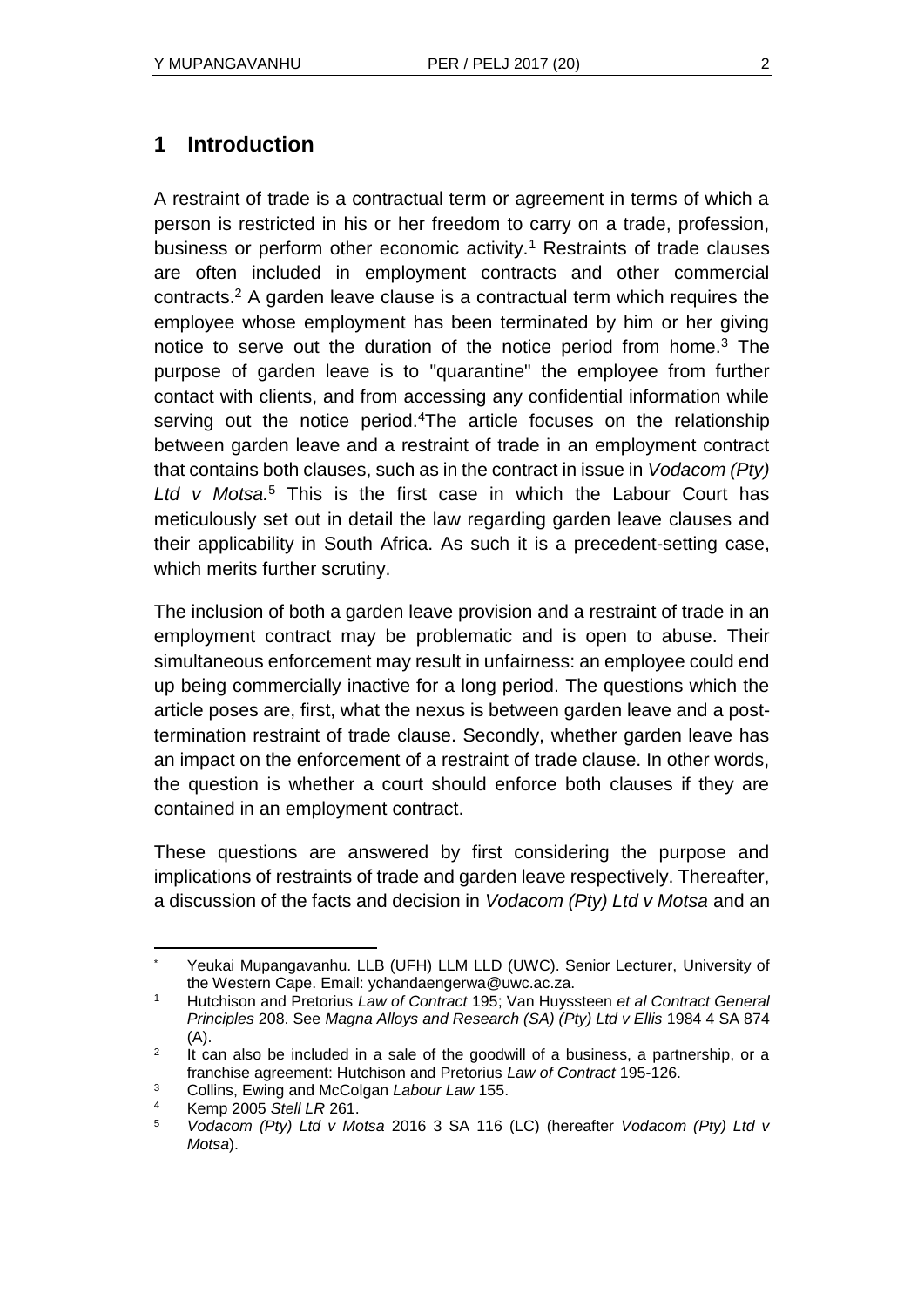# 1 Introduction

A restraint of trade is a contractual term or agreement in terms of which a person is restricted in his or her freedom to carry on a trade, profession, business or perform other economic activity.[1] Restraints of trade clauses are often included in employment contracts and other commercial contracts.[2] A garden leave clause is a contractual term which requires the employee whose employment has been terminated by him or her giving notice to serve out the duration of the notice period from home.[3] The purpose of garden leave is to "quarantine" the employee from further contact with clients, and from accessing any confidential information while serving out the notice period.[4]The article focuses on the relationship between garden leave and a restraint of trade in an employment contract that contains both clauses, such as in the contract in issue in *Vodacom (Pty) Ltd v Motsa.*[5] This is the first case in which the Labour Court has meticulously set out in detail the law regarding garden leave clauses and their applicability in South Africa. As such it is a precedent-setting case, which merits further scrutiny.

The inclusion of both a garden leave provision and a restraint of trade in an employment contract may be problematic and is open to abuse. Their simultaneous enforcement may result in unfairness: an employee could end up being commercially inactive for a long period. The questions which the article poses are, first, what the nexus is between garden leave and a post-termination restraint of trade clause. Secondly, whether garden leave has an impact on the enforcement of a restraint of trade clause. In other words, the question is whether a court should enforce both clauses if they are contained in an employment contract.

These questions are answered by first considering the purpose and implications of restraints of trade and garden leave respectively. Thereafter, a discussion of the facts and decision in *Vodacom (Pty) Ltd v Motsa* and an

---

\* Yeukai Mupangavanhu. LLB (UFH) LLM LLD (UWC). Senior Lecturer, University of the Western Cape. Email: ychandaengerwa@uwc.ac.za.

[1] Hutchison and Pretorius *Law of Contract* 195; Van Huyssteen *et al Contract General Principles* 208. See *Magna Alloys and Research (SA) (Pty) Ltd v Ellis* 1984 4 SA 874 (A).

[2] It can also be included in a sale of the goodwill of a business, a partnership, or a franchise agreement: Hutchison and Pretorius *Law of Contract* 195-126.

[3] Collins, Ewing and McColgan *Labour Law* 155.

[4] Kemp 2005 *Stell LR* 261.

[5] *Vodacom (Pty) Ltd v Motsa* 2016 3 SA 116 (LC) (hereafter *Vodacom (Pty) Ltd v Motsa*).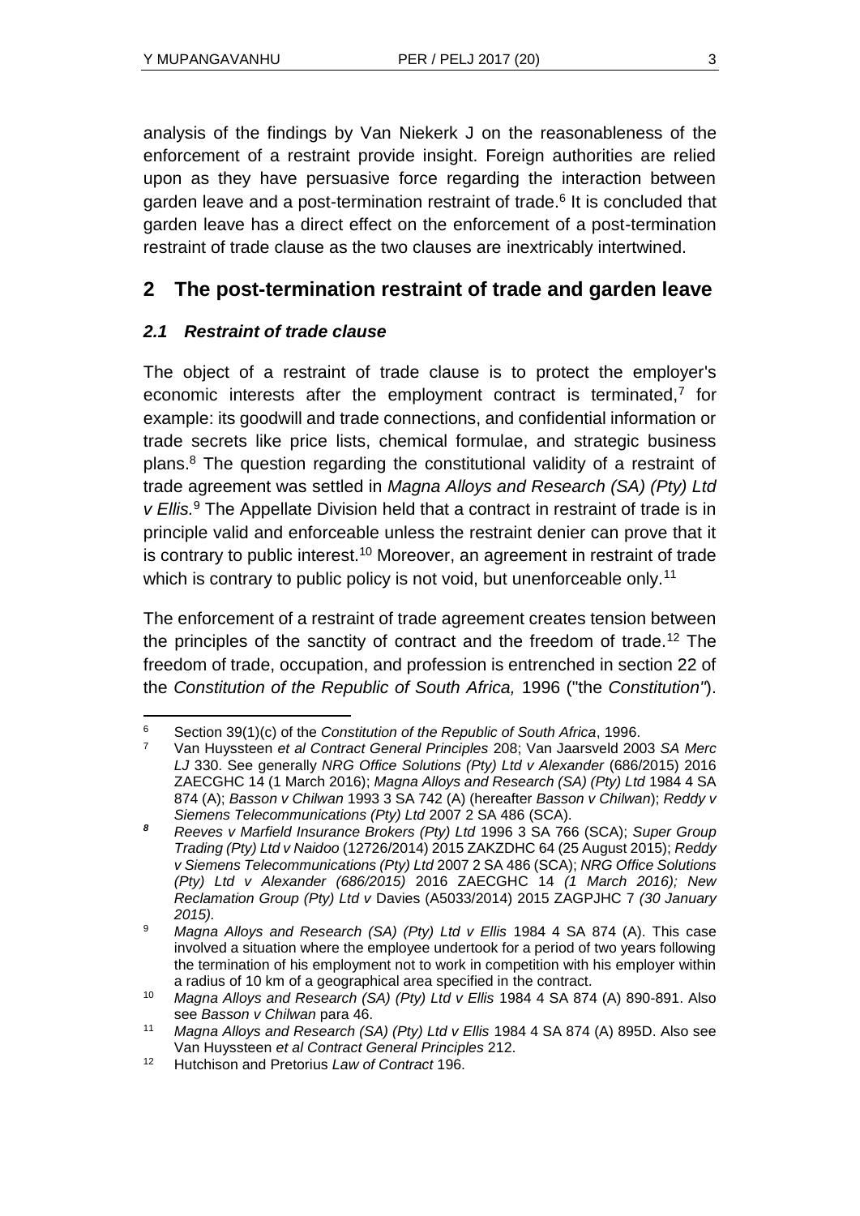analysis of the findings by Van Niekerk J on the reasonableness of the enforcement of a restraint provide insight. Foreign authorities are relied upon as they have persuasive force regarding the interaction between garden leave and a post-termination restraint of trade.[6] It is concluded that garden leave has a direct effect on the enforcement of a post-termination restraint of trade clause as the two clauses are inextricably intertwined.

## 2 The post-termination restraint of trade and garden leave

### *2.1 Restraint of trade clause*

The object of a restraint of trade clause is to protect the employer's economic interests after the employment contract is terminated,[7] for example: its goodwill and trade connections, and confidential information or trade secrets like price lists, chemical formulae, and strategic business plans.[8] The question regarding the constitutional validity of a restraint of trade agreement was settled in *Magna Alloys and Research (SA) (Pty) Ltd v Ellis.*[9] The Appellate Division held that a contract in restraint of trade is in principle valid and enforceable unless the restraint denier can prove that it is contrary to public interest.[10] Moreover, an agreement in restraint of trade which is contrary to public policy is not void, but unenforceable only.[11]

The enforcement of a restraint of trade agreement creates tension between the principles of the sanctity of contract and the freedom of trade.[12] The freedom of trade, occupation, and profession is entrenched in section 22 of the *Constitution of the Republic of South Africa,* 1996 ("the *Constitution"*).

---

6 Section 39(1)(c) of the *Constitution of the Republic of South Africa*, 1996.

7 Van Huyssteen *et al Contract General Principles* 208; Van Jaarsveld 2003 *SA Merc LJ* 330. See generally *NRG Office Solutions (Pty) Ltd v Alexander* (686/2015) 2016 ZAECGHC 14 (1 March 2016); *Magna Alloys and Research (SA) (Pty) Ltd* 1984 4 SA 874 (A); *Basson v Chilwan* 1993 3 SA 742 (A) (hereafter *Basson v Chilwan*); *Reddy v Siemens Telecommunications (Pty) Ltd* 2007 2 SA 486 (SCA).

8 *Reeves v Marfield Insurance Brokers (Pty) Ltd* 1996 3 SA 766 (SCA); *Super Group Trading (Pty) Ltd v Naidoo* (12726/2014) 2015 ZAKZDHC 64 (25 August 2015); *Reddy v Siemens Telecommunications (Pty) Ltd* 2007 2 SA 486 (SCA); *NRG Office Solutions (Pty) Ltd v Alexander (686/2015)* 2016 ZAECGHC 14 *(1 March 2016); New Reclamation Group (Pty) Ltd v* Davies (A5033/2014) 2015 ZAGPJHC 7 *(30 January 2015).*

9 *Magna Alloys and Research (SA) (Pty) Ltd v Ellis* 1984 4 SA 874 (A). This case involved a situation where the employee undertook for a period of two years following the termination of his employment not to work in competition with his employer within a radius of 10 km of a geographical area specified in the contract.

10 *Magna Alloys and Research (SA) (Pty) Ltd v Ellis* 1984 4 SA 874 (A) 890-891. Also see *Basson v Chilwan* para 46.

11 *Magna Alloys and Research (SA) (Pty) Ltd v Ellis* 1984 4 SA 874 (A) 895D. Also see Van Huyssteen *et al Contract General Principles* 212.

12 Hutchison and Pretorius *Law of Contract* 196.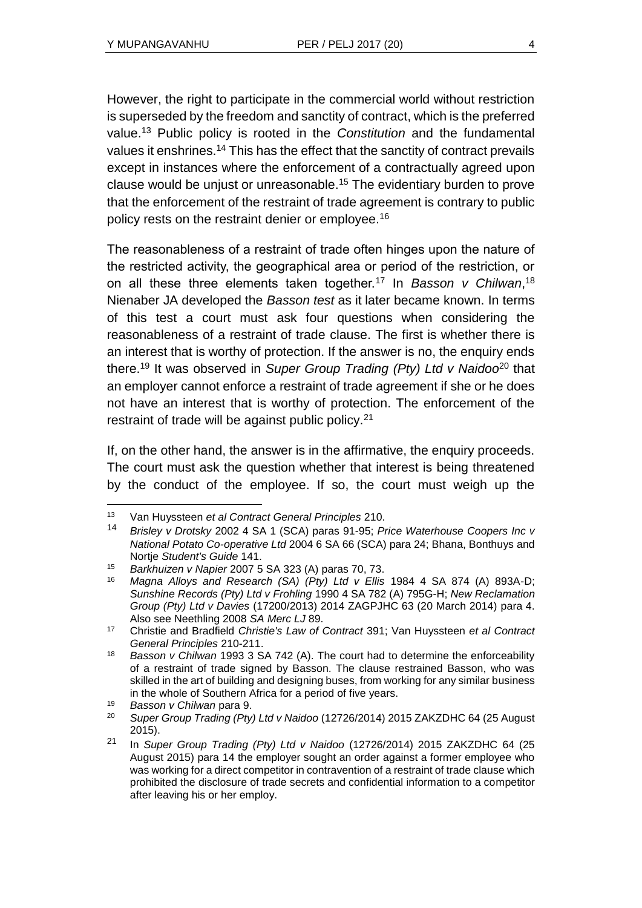However, the right to participate in the commercial world without restriction is superseded by the freedom and sanctity of contract, which is the preferred value.[13] Public policy is rooted in the *Constitution* and the fundamental values it enshrines.[14] This has the effect that the sanctity of contract prevails except in instances where the enforcement of a contractually agreed upon clause would be unjust or unreasonable.[15] The evidentiary burden to prove that the enforcement of the restraint of trade agreement is contrary to public policy rests on the restraint denier or employee.[16]

The reasonableness of a restraint of trade often hinges upon the nature of the restricted activity, the geographical area or period of the restriction, or on all these three elements taken together.[17] In *Basson v Chilwan*,[18] Nienaber JA developed the *Basson test* as it later became known. In terms of this test a court must ask four questions when considering the reasonableness of a restraint of trade clause. The first is whether there is an interest that is worthy of protection. If the answer is no, the enquiry ends there.[19] It was observed in *Super Group Trading (Pty) Ltd v Naidoo*[20] that an employer cannot enforce a restraint of trade agreement if she or he does not have an interest that is worthy of protection. The enforcement of the restraint of trade will be against public policy.[21]

If, on the other hand, the answer is in the affirmative, the enquiry proceeds. The court must ask the question whether that interest is being threatened by the conduct of the employee. If so, the court must weigh up the

---

[13] Van Huyssteen *et al Contract General Principles* 210.

[14] *Brisley v Drotsky* 2002 4 SA 1 (SCA) paras 91-95; *Price Waterhouse Coopers Inc v National Potato Co-operative Ltd* 2004 6 SA 66 (SCA) para 24; Bhana, Bonthuys and Nortje *Student's Guide* 141.

[15] *Barkhuizen v Napier* 2007 5 SA 323 (A) paras 70, 73.

[16] *Magna Alloys and Research (SA) (Pty) Ltd v Ellis* 1984 4 SA 874 (A) 893A-D; *Sunshine Records (Pty) Ltd v Frohling* 1990 4 SA 782 (A) 795G-H; *New Reclamation Group (Pty) Ltd v Davies* (17200/2013) 2014 ZAGPJHC 63 (20 March 2014) para 4. Also see Neethling 2008 *SA Merc LJ* 89.

[17] Christie and Bradfield *Christie's Law of Contract* 391; Van Huyssteen *et al Contract General Principles* 210-211.

[18] *Basson v Chilwan* 1993 3 SA 742 (A). The court had to determine the enforceability of a restraint of trade signed by Basson. The clause restrained Basson, who was skilled in the art of building and designing buses, from working for any similar business in the whole of Southern Africa for a period of five years.

[19] *Basson v Chilwan* para 9.

[20] *Super Group Trading (Pty) Ltd v Naidoo* (12726/2014) 2015 ZAKZDHC 64 (25 August 2015).

[21] In *Super Group Trading (Pty) Ltd v Naidoo* (12726/2014) 2015 ZAKZDHC 64 (25 August 2015) para 14 the employer sought an order against a former employee who was working for a direct competitor in contravention of a restraint of trade clause which prohibited the disclosure of trade secrets and confidential information to a competitor after leaving his or her employ.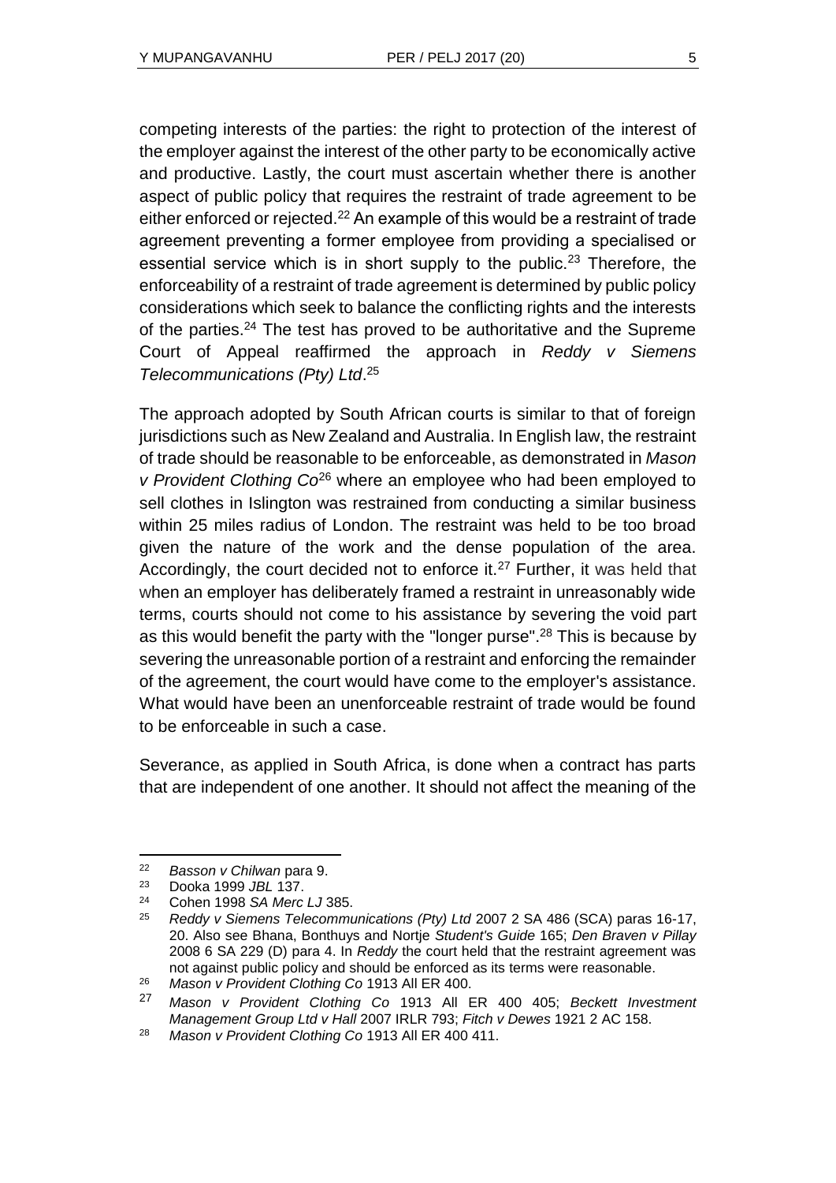competing interests of the parties: the right to protection of the interest of the employer against the interest of the other party to be economically active and productive. Lastly, the court must ascertain whether there is another aspect of public policy that requires the restraint of trade agreement to be either enforced or rejected.[22] An example of this would be a restraint of trade agreement preventing a former employee from providing a specialised or essential service which is in short supply to the public.[23] Therefore, the enforceability of a restraint of trade agreement is determined by public policy considerations which seek to balance the conflicting rights and the interests of the parties.[24] The test has proved to be authoritative and the Supreme Court of Appeal reaffirmed the approach in *Reddy v Siemens Telecommunications (Pty) Ltd*.[25]

The approach adopted by South African courts is similar to that of foreign jurisdictions such as New Zealand and Australia. In English law, the restraint of trade should be reasonable to be enforceable, as demonstrated in *Mason v Provident Clothing Co*[26] where an employee who had been employed to sell clothes in Islington was restrained from conducting a similar business within 25 miles radius of London. The restraint was held to be too broad given the nature of the work and the dense population of the area. Accordingly, the court decided not to enforce it.[27] Further, it was held that when an employer has deliberately framed a restraint in unreasonably wide terms, courts should not come to his assistance by severing the void part as this would benefit the party with the "longer purse".[28] This is because by severing the unreasonable portion of a restraint and enforcing the remainder of the agreement, the court would have come to the employer's assistance. What would have been an unenforceable restraint of trade would be found to be enforceable in such a case.

Severance, as applied in South Africa, is done when a contract has parts that are independent of one another. It should not affect the meaning of the

---

22 *Basson v Chilwan* para 9.

23 Dooka 1999 *JBL* 137.

24 Cohen 1998 *SA Merc LJ* 385.

25 *Reddy v Siemens Telecommunications (Pty) Ltd* 2007 2 SA 486 (SCA) paras 16-17, 20. Also see Bhana, Bonthuys and Nortje *Student's Guide* 165; *Den Braven v Pillay* 2008 6 SA 229 (D) para 4. In *Reddy* the court held that the restraint agreement was not against public policy and should be enforced as its terms were reasonable.

26 *Mason v Provident Clothing Co* 1913 All ER 400.

27 *Mason v Provident Clothing Co* 1913 All ER 400 405; *Beckett Investment Management Group Ltd v Hall* 2007 IRLR 793; *Fitch v Dewes* 1921 2 AC 158.

28 *Mason v Provident Clothing Co* 1913 All ER 400 411.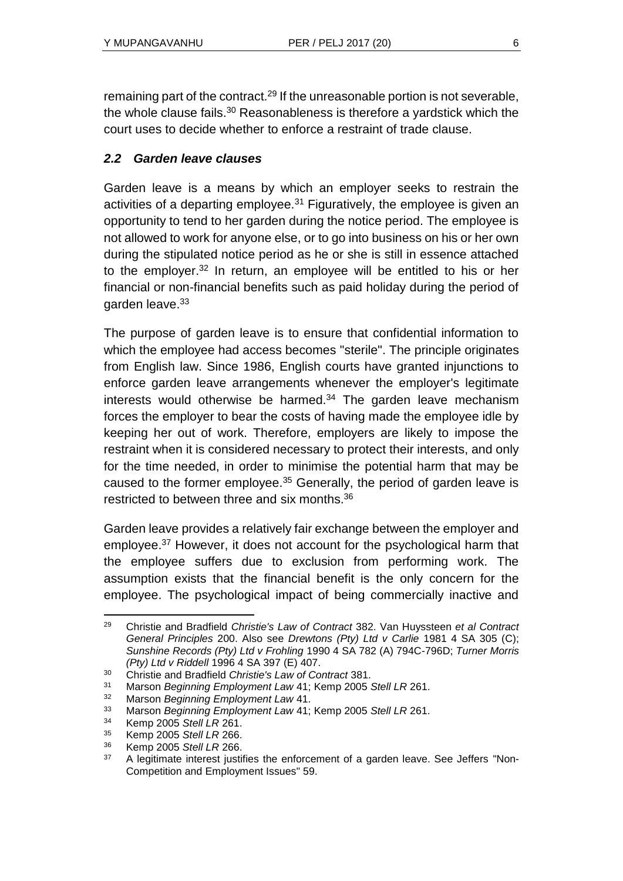remaining part of the contract.[29] If the unreasonable portion is not severable, the whole clause fails.[30] Reasonableness is therefore a yardstick which the court uses to decide whether to enforce a restraint of trade clause.

### *2.2 Garden leave clauses*

Garden leave is a means by which an employer seeks to restrain the activities of a departing employee.[31] Figuratively, the employee is given an opportunity to tend to her garden during the notice period. The employee is not allowed to work for anyone else, or to go into business on his or her own during the stipulated notice period as he or she is still in essence attached to the employer.[32] In return, an employee will be entitled to his or her financial or non-financial benefits such as paid holiday during the period of garden leave.[33]

The purpose of garden leave is to ensure that confidential information to which the employee had access becomes "sterile". The principle originates from English law. Since 1986, English courts have granted injunctions to enforce garden leave arrangements whenever the employer's legitimate interests would otherwise be harmed.[34] The garden leave mechanism forces the employer to bear the costs of having made the employee idle by keeping her out of work. Therefore, employers are likely to impose the restraint when it is considered necessary to protect their interests, and only for the time needed, in order to minimise the potential harm that may be caused to the former employee.[35] Generally, the period of garden leave is restricted to between three and six months.[36]

Garden leave provides a relatively fair exchange between the employer and employee.[37] However, it does not account for the psychological harm that the employee suffers due to exclusion from performing work. The assumption exists that the financial benefit is the only concern for the employee. The psychological impact of being commercially inactive and

---

[29] Christie and Bradfield *Christie's Law of Contract* 382. Van Huyssteen *et al Contract General Principles* 200. Also see *Drewtons (Pty) Ltd v Carlie* 1981 4 SA 305 (C); *Sunshine Records (Pty) Ltd v Frohling* 1990 4 SA 782 (A) 794C-796D; *Turner Morris (Pty) Ltd v Riddell* 1996 4 SA 397 (E) 407.

[30] Christie and Bradfield *Christie's Law of Contract* 381.

[31] Marson *Beginning Employment Law* 41; Kemp 2005 *Stell LR* 261.

[32] Marson *Beginning Employment Law* 41.

[33] Marson *Beginning Employment Law* 41; Kemp 2005 *Stell LR* 261.

[34] Kemp 2005 *Stell LR* 261.

[35] Kemp 2005 *Stell LR* 266.

[36] Kemp 2005 *Stell LR* 266.

[37] A legitimate interest justifies the enforcement of a garden leave. See Jeffers "Non-Competition and Employment Issues" 59.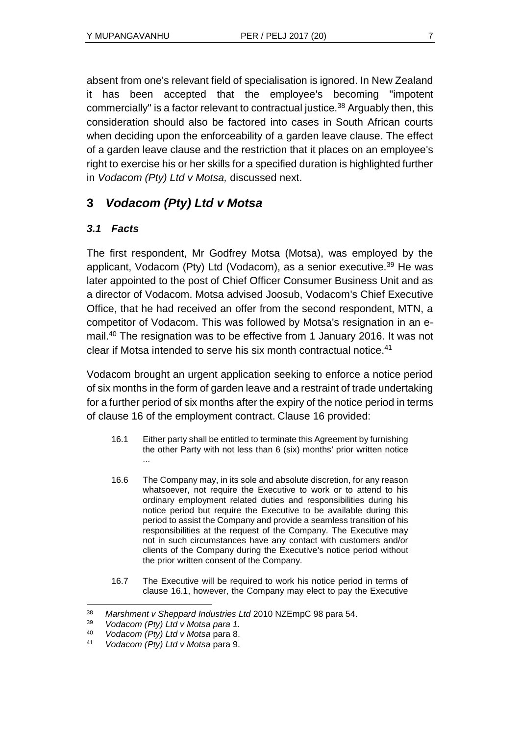absent from one's relevant field of specialisation is ignored. In New Zealand it has been accepted that the employee's becoming "impotent commercially" is a factor relevant to contractual justice.[38] Arguably then, this consideration should also be factored into cases in South African courts when deciding upon the enforceability of a garden leave clause. The effect of a garden leave clause and the restriction that it places on an employee's right to exercise his or her skills for a specified duration is highlighted further in *Vodacom (Pty) Ltd v Motsa,* discussed next.

## 3 *Vodacom (Pty) Ltd v Motsa*

### *3.1 Facts*

The first respondent, Mr Godfrey Motsa (Motsa), was employed by the applicant, Vodacom (Pty) Ltd (Vodacom), as a senior executive.[39] He was later appointed to the post of Chief Officer Consumer Business Unit and as a director of Vodacom. Motsa advised Joosub, Vodacom's Chief Executive Office, that he had received an offer from the second respondent, MTN, a competitor of Vodacom. This was followed by Motsa's resignation in an e-mail.[40] The resignation was to be effective from 1 January 2016. It was not clear if Motsa intended to serve his six month contractual notice.[41]

Vodacom brought an urgent application seeking to enforce a notice period of six months in the form of garden leave and a restraint of trade undertaking for a further period of six months after the expiry of the notice period in terms of clause 16 of the employment contract. Clause 16 provided:

> 16.1 Either party shall be entitled to terminate this Agreement by furnishing the other Party with not less than 6 (six) months' prior written notice ...
>
> 16.6 The Company may, in its sole and absolute discretion, for any reason whatsoever, not require the Executive to work or to attend to his ordinary employment related duties and responsibilities during his notice period but require the Executive to be available during this period to assist the Company and provide a seamless transition of his responsibilities at the request of the Company. The Executive may not in such circumstances have any contact with customers and/or clients of the Company during the Executive's notice period without the prior written consent of the Company.
>
> 16.7 The Executive will be required to work his notice period in terms of clause 16.1, however, the Company may elect to pay the Executive

---

[38] *Marshment v Sheppard Industries Ltd* 2010 NZEmpC 98 para 54.

[39] *Vodacom (Pty) Ltd v Motsa para 1.*

[40] *Vodacom (Pty) Ltd v Motsa* para 8.

[41] *Vodacom (Pty) Ltd v Motsa* para 9.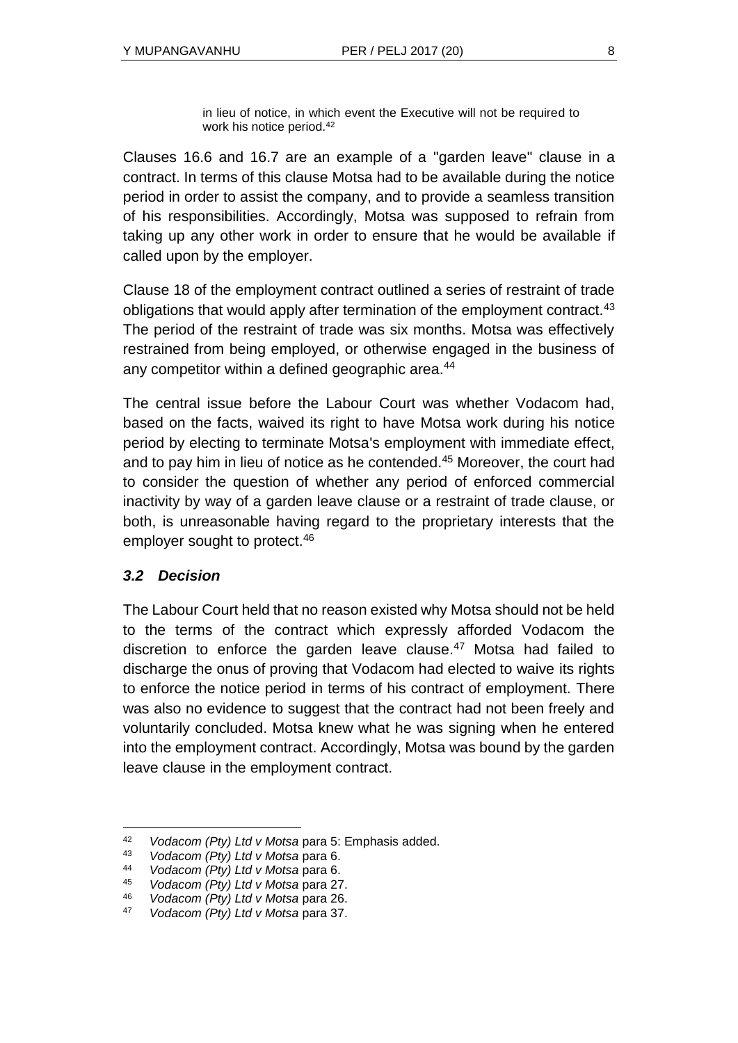> in lieu of notice, in which event the Executive will not be required to work his notice period.[42]

Clauses 16.6 and 16.7 are an example of a "garden leave" clause in a contract. In terms of this clause Motsa had to be available during the notice period in order to assist the company, and to provide a seamless transition of his responsibilities. Accordingly, Motsa was supposed to refrain from taking up any other work in order to ensure that he would be available if called upon by the employer.

Clause 18 of the employment contract outlined a series of restraint of trade obligations that would apply after termination of the employment contract.[43] The period of the restraint of trade was six months. Motsa was effectively restrained from being employed, or otherwise engaged in the business of any competitor within a defined geographic area.[44]

The central issue before the Labour Court was whether Vodacom had, based on the facts, waived its right to have Motsa work during his notice period by electing to terminate Motsa's employment with immediate effect, and to pay him in lieu of notice as he contended.[45] Moreover, the court had to consider the question of whether any period of enforced commercial inactivity by way of a garden leave clause or a restraint of trade clause, or both, is unreasonable having regard to the proprietary interests that the employer sought to protect.[46]

### *3.2 Decision*

The Labour Court held that no reason existed why Motsa should not be held to the terms of the contract which expressly afforded Vodacom the discretion to enforce the garden leave clause.[47] Motsa had failed to discharge the onus of proving that Vodacom had elected to waive its rights to enforce the notice period in terms of his contract of employment. There was also no evidence to suggest that the contract had not been freely and voluntarily concluded. Motsa knew what he was signing when he entered into the employment contract. Accordingly, Motsa was bound by the garden leave clause in the employment contract.

---

42 *Vodacom (Pty) Ltd v Motsa* para 5: Emphasis added.
43 *Vodacom (Pty) Ltd v Motsa* para 6.
44 *Vodacom (Pty) Ltd v Motsa* para 6.
45 *Vodacom (Pty) Ltd v Motsa* para 27.
46 *Vodacom (Pty) Ltd v Motsa* para 26.
47 *Vodacom (Pty) Ltd v Motsa* para 37.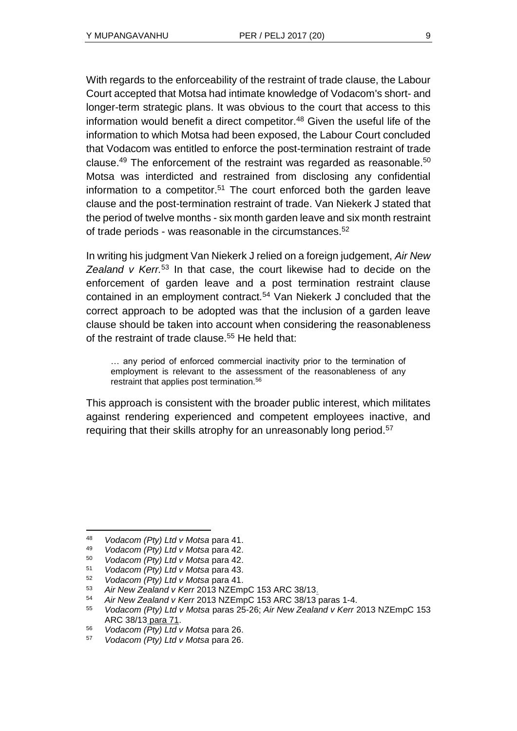With regards to the enforceability of the restraint of trade clause, the Labour Court accepted that Motsa had intimate knowledge of Vodacom's short- and longer-term strategic plans. It was obvious to the court that access to this information would benefit a direct competitor.[48] Given the useful life of the information to which Motsa had been exposed, the Labour Court concluded that Vodacom was entitled to enforce the post-termination restraint of trade clause.[49] The enforcement of the restraint was regarded as reasonable.[50] Motsa was interdicted and restrained from disclosing any confidential information to a competitor.[51] The court enforced both the garden leave clause and the post-termination restraint of trade. Van Niekerk J stated that the period of twelve months - six month garden leave and six month restraint of trade periods - was reasonable in the circumstances.[52]

In writing his judgment Van Niekerk J relied on a foreign judgement, *Air New Zealand v Kerr.*[53] In that case, the court likewise had to decide on the enforcement of garden leave and a post termination restraint clause contained in an employment contract.[54] Van Niekerk J concluded that the correct approach to be adopted was that the inclusion of a garden leave clause should be taken into account when considering the reasonableness of the restraint of trade clause.[55] He held that:

> … any period of enforced commercial inactivity prior to the termination of employment is relevant to the assessment of the reasonableness of any restraint that applies post termination.[56]

This approach is consistent with the broader public interest, which militates against rendering experienced and competent employees inactive, and requiring that their skills atrophy for an unreasonably long period.[57]

---

48 *Vodacom (Pty) Ltd v Motsa* para 41.

49 *Vodacom (Pty) Ltd v Motsa* para 42.

50 *Vodacom (Pty) Ltd v Motsa* para 42.

51 *Vodacom (Pty) Ltd v Motsa* para 43.

52 *Vodacom (Pty) Ltd v Motsa* para 41.

53 *Air New Zealand v Kerr* 2013 NZEmpC 153 ARC 38/13.

54 *Air New Zealand v Kerr* 2013 NZEmpC 153 ARC 38/13 paras 1-4.

55 *Vodacom (Pty) Ltd v Motsa* paras 25-26; *Air New Zealand v Kerr* 2013 NZEmpC 153 ARC 38/13 para 71.

56 *Vodacom (Pty) Ltd v Motsa* para 26.

57 *Vodacom (Pty) Ltd v Motsa* para 26.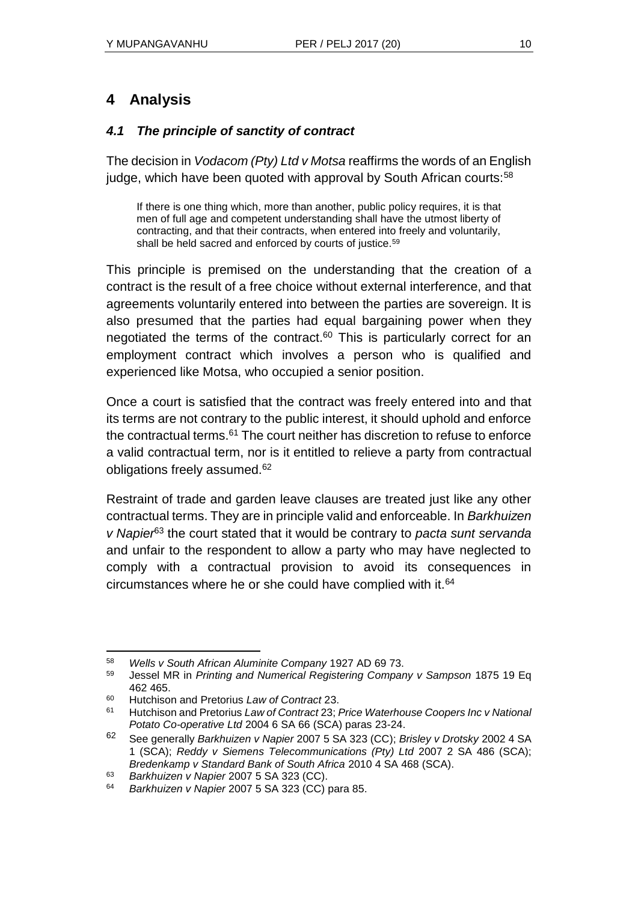## 4 Analysis

### *4.1 The principle of sanctity of contract*

The decision in *Vodacom (Pty) Ltd v Motsa* reaffirms the words of an English judge, which have been quoted with approval by South African courts:[58]

> If there is one thing which, more than another, public policy requires, it is that men of full age and competent understanding shall have the utmost liberty of contracting, and that their contracts, when entered into freely and voluntarily, shall be held sacred and enforced by courts of justice.[59]

This principle is premised on the understanding that the creation of a contract is the result of a free choice without external interference, and that agreements voluntarily entered into between the parties are sovereign. It is also presumed that the parties had equal bargaining power when they negotiated the terms of the contract.[60] This is particularly correct for an employment contract which involves a person who is qualified and experienced like Motsa, who occupied a senior position.

Once a court is satisfied that the contract was freely entered into and that its terms are not contrary to the public interest, it should uphold and enforce the contractual terms.[61] The court neither has discretion to refuse to enforce a valid contractual term, nor is it entitled to relieve a party from contractual obligations freely assumed.[62]

Restraint of trade and garden leave clauses are treated just like any other contractual terms. They are in principle valid and enforceable. In *Barkhuizen v Napier*[63] the court stated that it would be contrary to *pacta sunt servanda* and unfair to the respondent to allow a party who may have neglected to comply with a contractual provision to avoid its consequences in circumstances where he or she could have complied with it.[64]

---

[58] *Wells v South African Aluminite Company* 1927 AD 69 73.

[59] Jessel MR in *Printing and Numerical Registering Company v Sampson* 1875 19 Eq 462 465.

[60] Hutchison and Pretorius *Law of Contract* 23.

[61] Hutchison and Pretorius *Law of Contract* 23; *Price Waterhouse Coopers Inc v National Potato Co-operative Ltd* 2004 6 SA 66 (SCA) paras 23-24.

[62] See generally *Barkhuizen v Napier* 2007 5 SA 323 (CC); *Brisley v Drotsky* 2002 4 SA 1 (SCA); *Reddy v Siemens Telecommunications (Pty) Ltd* 2007 2 SA 486 (SCA); *Bredenkamp v Standard Bank of South Africa* 2010 4 SA 468 (SCA).

[63] *Barkhuizen v Napier* 2007 5 SA 323 (CC).

[64] *Barkhuizen v Napier* 2007 5 SA 323 (CC) para 85.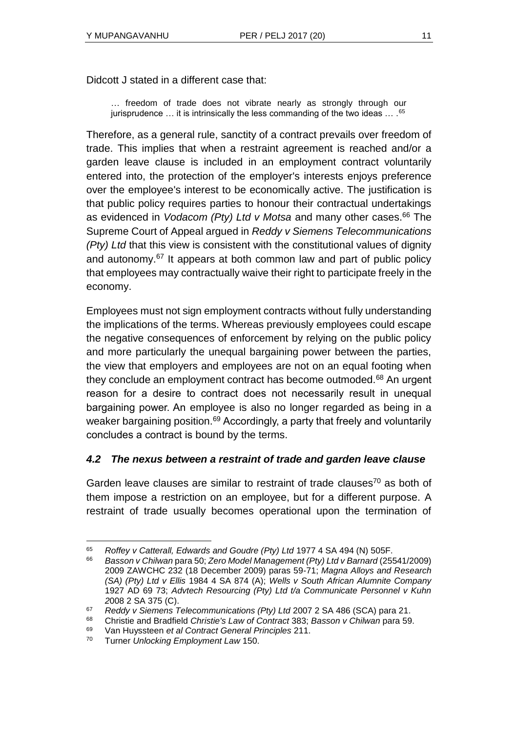Didcott J stated in a different case that:

> … freedom of trade does not vibrate nearly as strongly through our jurisprudence … it is intrinsically the less commanding of the two ideas … .[65]

Therefore, as a general rule, sanctity of a contract prevails over freedom of trade. This implies that when a restraint agreement is reached and/or a garden leave clause is included in an employment contract voluntarily entered into, the protection of the employer's interests enjoys preference over the employee's interest to be economically active. The justification is that public policy requires parties to honour their contractual undertakings as evidenced in *Vodacom (Pty) Ltd v Motsa* and many other cases.[66] The Supreme Court of Appeal argued in *Reddy v Siemens Telecommunications (Pty) Ltd* that this view is consistent with the constitutional values of dignity and autonomy.[67] It appears at both common law and part of public policy that employees may contractually waive their right to participate freely in the economy.

Employees must not sign employment contracts without fully understanding the implications of the terms. Whereas previously employees could escape the negative consequences of enforcement by relying on the public policy and more particularly the unequal bargaining power between the parties, the view that employers and employees are not on an equal footing when they conclude an employment contract has become outmoded.[68] An urgent reason for a desire to contract does not necessarily result in unequal bargaining power. An employee is also no longer regarded as being in a weaker bargaining position.[69] Accordingly, a party that freely and voluntarily concludes a contract is bound by the terms.

### *4.2 The nexus between a restraint of trade and garden leave clause*

Garden leave clauses are similar to restraint of trade clauses[70] as both of them impose a restriction on an employee, but for a different purpose. A restraint of trade usually becomes operational upon the termination of

---

65 *Roffey v Catterall, Edwards and Goudre (Pty) Ltd* 1977 4 SA 494 (N) 505F.

66 *Basson v Chilwan* para 50; *Zero Model Management (Pty) Ltd v Barnard* (25541/2009) 2009 ZAWCHC 232 (18 December 2009) paras 59-71; *Magna Alloys and Research (SA) (Pty) Ltd v Ellis* 1984 4 SA 874 (A); *Wells v South African Alumnite Company* 1927 AD 69 73; *Advtech Resourcing (Pty) Ltd t/a Communicate Personnel v Kuhn 2*008 2 SA 375 (C).

67 *Reddy v Siemens Telecommunications (Pty) Ltd* 2007 2 SA 486 (SCA) para 21.

68 Christie and Bradfield *Christie's Law of Contract* 383; *Basson v Chilwan* para 59.

69 Van Huyssteen *et al Contract General Principles* 211.

70 Turner *Unlocking Employment Law* 150.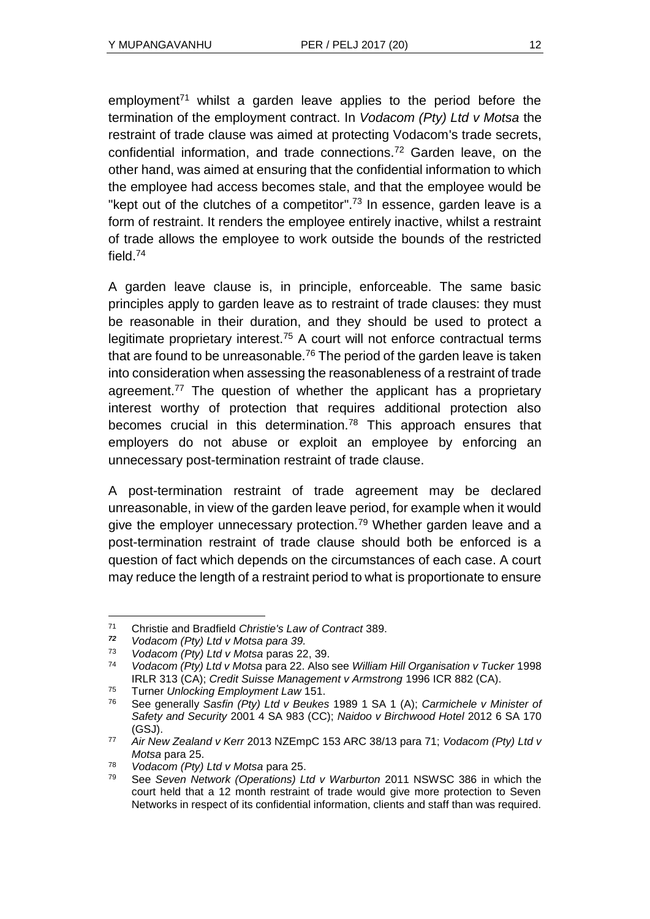employment[71] whilst a garden leave applies to the period before the termination of the employment contract. In *Vodacom (Pty) Ltd v Motsa* the restraint of trade clause was aimed at protecting Vodacom's trade secrets, confidential information, and trade connections.[72] Garden leave, on the other hand, was aimed at ensuring that the confidential information to which the employee had access becomes stale, and that the employee would be "kept out of the clutches of a competitor".[73] In essence, garden leave is a form of restraint. It renders the employee entirely inactive, whilst a restraint of trade allows the employee to work outside the bounds of the restricted field.[74]

A garden leave clause is, in principle, enforceable. The same basic principles apply to garden leave as to restraint of trade clauses: they must be reasonable in their duration, and they should be used to protect a legitimate proprietary interest.[75] A court will not enforce contractual terms that are found to be unreasonable.[76] The period of the garden leave is taken into consideration when assessing the reasonableness of a restraint of trade agreement.[77] The question of whether the applicant has a proprietary interest worthy of protection that requires additional protection also becomes crucial in this determination.[78] This approach ensures that employers do not abuse or exploit an employee by enforcing an unnecessary post-termination restraint of trade clause.

A post-termination restraint of trade agreement may be declared unreasonable, in view of the garden leave period, for example when it would give the employer unnecessary protection.[79] Whether garden leave and a post-termination restraint of trade clause should both be enforced is a question of fact which depends on the circumstances of each case. A court may reduce the length of a restraint period to what is proportionate to ensure

---

[71] Christie and Bradfield *Christie's Law of Contract* 389.

[72] *Vodacom (Pty) Ltd v Motsa para 39.*

[73] *Vodacom (Pty) Ltd v Motsa* paras 22, 39.

[74] *Vodacom (Pty) Ltd v Motsa* para 22. Also see *William Hill Organisation v Tucker* 1998 IRLR 313 (CA); *Credit Suisse Management v Armstrong* 1996 ICR 882 (CA).

[75] Turner *Unlocking Employment Law* 151.

[76] See generally *Sasfin (Pty) Ltd v Beukes* 1989 1 SA 1 (A); *Carmichele v Minister of Safety and Security* 2001 4 SA 983 (CC); *Naidoo v Birchwood Hotel* 2012 6 SA 170 (GSJ).

[77] *Air New Zealand v Kerr* 2013 NZEmpC 153 ARC 38/13 para 71; *Vodacom (Pty) Ltd v Motsa* para 25.

[78] *Vodacom (Pty) Ltd v Motsa* para 25.

[79] See *Seven Network (Operations) Ltd v Warburton* 2011 NSWSC 386 in which the court held that a 12 month restraint of trade would give more protection to Seven Networks in respect of its confidential information, clients and staff than was required.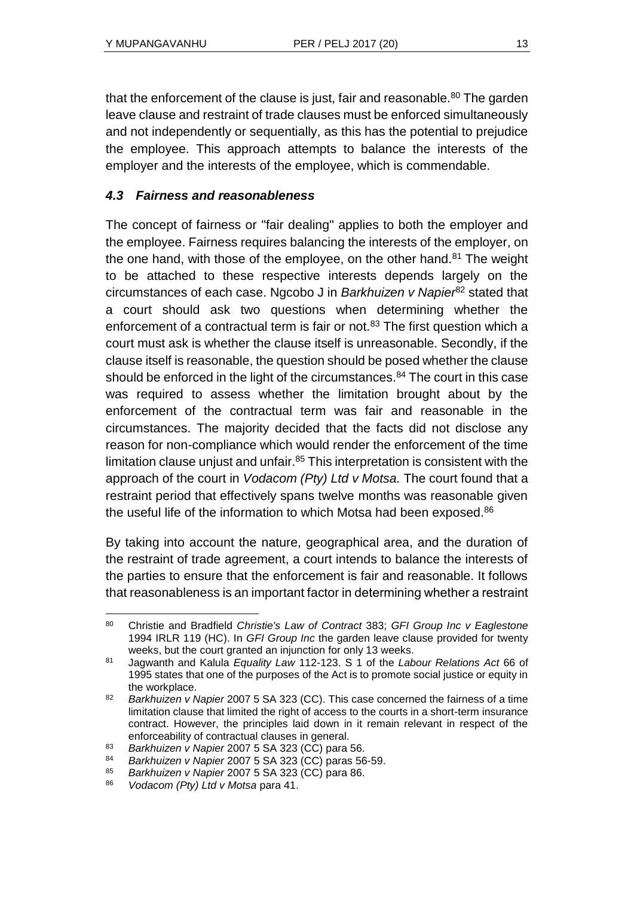that the enforcement of the clause is just, fair and reasonable.[80] The garden leave clause and restraint of trade clauses must be enforced simultaneously and not independently or sequentially, as this has the potential to prejudice the employee. This approach attempts to balance the interests of the employer and the interests of the employee, which is commendable.

### *4.3 Fairness and reasonableness*

The concept of fairness or "fair dealing" applies to both the employer and the employee. Fairness requires balancing the interests of the employer, on the one hand, with those of the employee, on the other hand.[81] The weight to be attached to these respective interests depends largely on the circumstances of each case. Ngcobo J in *Barkhuizen v Napier*[82] stated that a court should ask two questions when determining whether the enforcement of a contractual term is fair or not.[83] The first question which a court must ask is whether the clause itself is unreasonable. Secondly, if the clause itself is reasonable, the question should be posed whether the clause should be enforced in the light of the circumstances.[84] The court in this case was required to assess whether the limitation brought about by the enforcement of the contractual term was fair and reasonable in the circumstances. The majority decided that the facts did not disclose any reason for non-compliance which would render the enforcement of the time limitation clause unjust and unfair.[85] This interpretation is consistent with the approach of the court in *Vodacom (Pty) Ltd v Motsa.* The court found that a restraint period that effectively spans twelve months was reasonable given the useful life of the information to which Motsa had been exposed.[86]

By taking into account the nature, geographical area, and the duration of the restraint of trade agreement, a court intends to balance the interests of the parties to ensure that the enforcement is fair and reasonable. It follows that reasonableness is an important factor in determining whether a restraint

---

[80] Christie and Bradfield *Christie's Law of Contract* 383; *GFI Group Inc v Eaglestone* 1994 IRLR 119 (HC). In *GFI Group Inc* the garden leave clause provided for twenty weeks, but the court granted an injunction for only 13 weeks.

[81] Jagwanth and Kalula *Equality Law* 112-123. S 1 of the *Labour Relations Act* 66 of 1995 states that one of the purposes of the Act is to promote social justice or equity in the workplace.

[82] *Barkhuizen v Napier* 2007 5 SA 323 (CC). This case concerned the fairness of a time limitation clause that limited the right of access to the courts in a short-term insurance contract. However, the principles laid down in it remain relevant in respect of the enforceability of contractual clauses in general.

[83] *Barkhuizen v Napier* 2007 5 SA 323 (CC) para 56.

[84] *Barkhuizen v Napier* 2007 5 SA 323 (CC) paras 56-59.

[85] *Barkhuizen v Napier* 2007 5 SA 323 (CC) para 86.

[86] *Vodacom (Pty) Ltd v Motsa* para 41.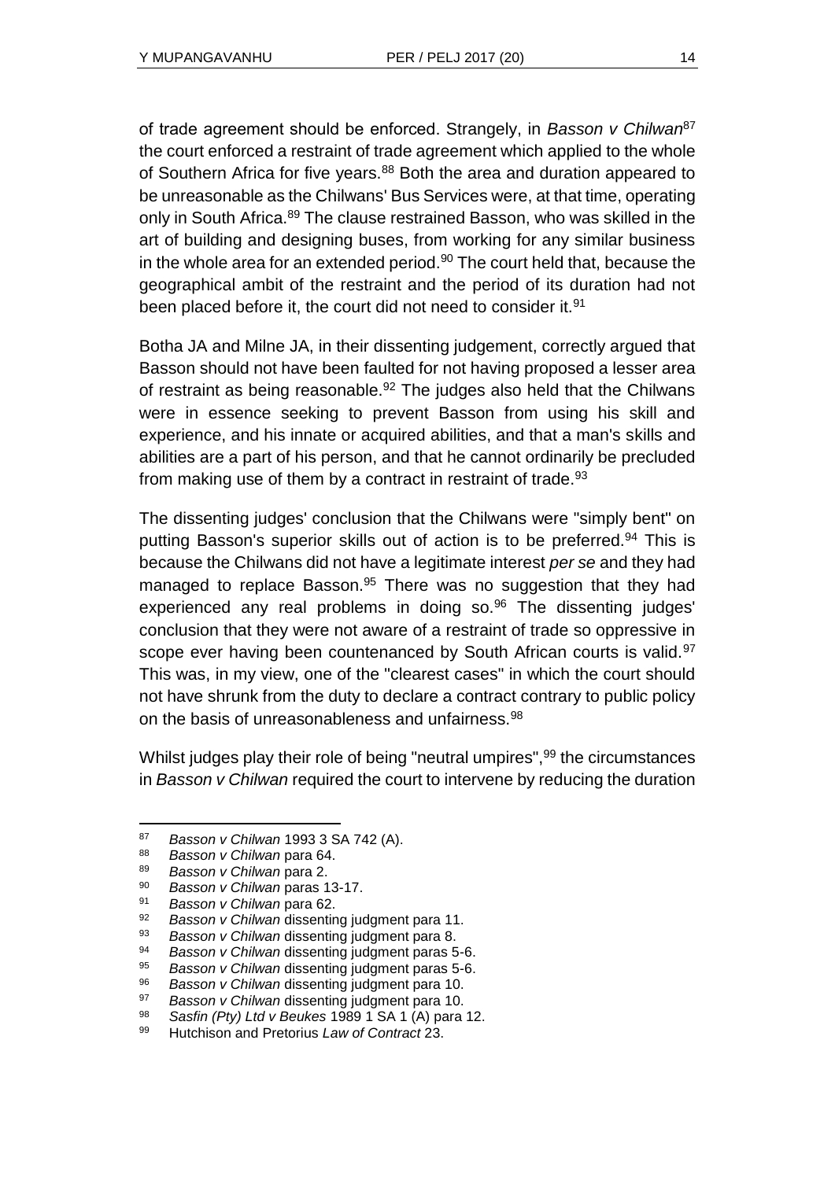of trade agreement should be enforced. Strangely, in *Basson v Chilwan*[87] the court enforced a restraint of trade agreement which applied to the whole of Southern Africa for five years.[88] Both the area and duration appeared to be unreasonable as the Chilwans' Bus Services were, at that time, operating only in South Africa.[89] The clause restrained Basson, who was skilled in the art of building and designing buses, from working for any similar business in the whole area for an extended period.[90] The court held that, because the geographical ambit of the restraint and the period of its duration had not been placed before it, the court did not need to consider it.[91]

Botha JA and Milne JA, in their dissenting judgement, correctly argued that Basson should not have been faulted for not having proposed a lesser area of restraint as being reasonable.[92] The judges also held that the Chilwans were in essence seeking to prevent Basson from using his skill and experience, and his innate or acquired abilities, and that a man's skills and abilities are a part of his person, and that he cannot ordinarily be precluded from making use of them by a contract in restraint of trade.[93]

The dissenting judges' conclusion that the Chilwans were "simply bent" on putting Basson's superior skills out of action is to be preferred.[94] This is because the Chilwans did not have a legitimate interest *per se* and they had managed to replace Basson.[95] There was no suggestion that they had experienced any real problems in doing so.[96] The dissenting judges' conclusion that they were not aware of a restraint of trade so oppressive in scope ever having been countenanced by South African courts is valid.[97] This was, in my view, one of the "clearest cases" in which the court should not have shrunk from the duty to declare a contract contrary to public policy on the basis of unreasonableness and unfairness.[98]

Whilst judges play their role of being "neutral umpires",[99] the circumstances in *Basson v Chilwan* required the court to intervene by reducing the duration

---

87 *Basson v Chilwan* 1993 3 SA 742 (A).
88 *Basson v Chilwan* para 64.
89 *Basson v Chilwan* para 2.
90 *Basson v Chilwan* paras 13-17.
91 *Basson v Chilwan* para 62.
92 *Basson v Chilwan* dissenting judgment para 11.
93 *Basson v Chilwan* dissenting judgment para 8.
94 *Basson v Chilwan* dissenting judgment paras 5-6.
95 *Basson v Chilwan* dissenting judgment paras 5-6.
96 *Basson v Chilwan* dissenting judgment para 10.
97 *Basson v Chilwan* dissenting judgment para 10.
98 *Sasfin (Pty) Ltd v Beukes* 1989 1 SA 1 (A) para 12.
99 Hutchison and Pretorius *Law of Contract* 23.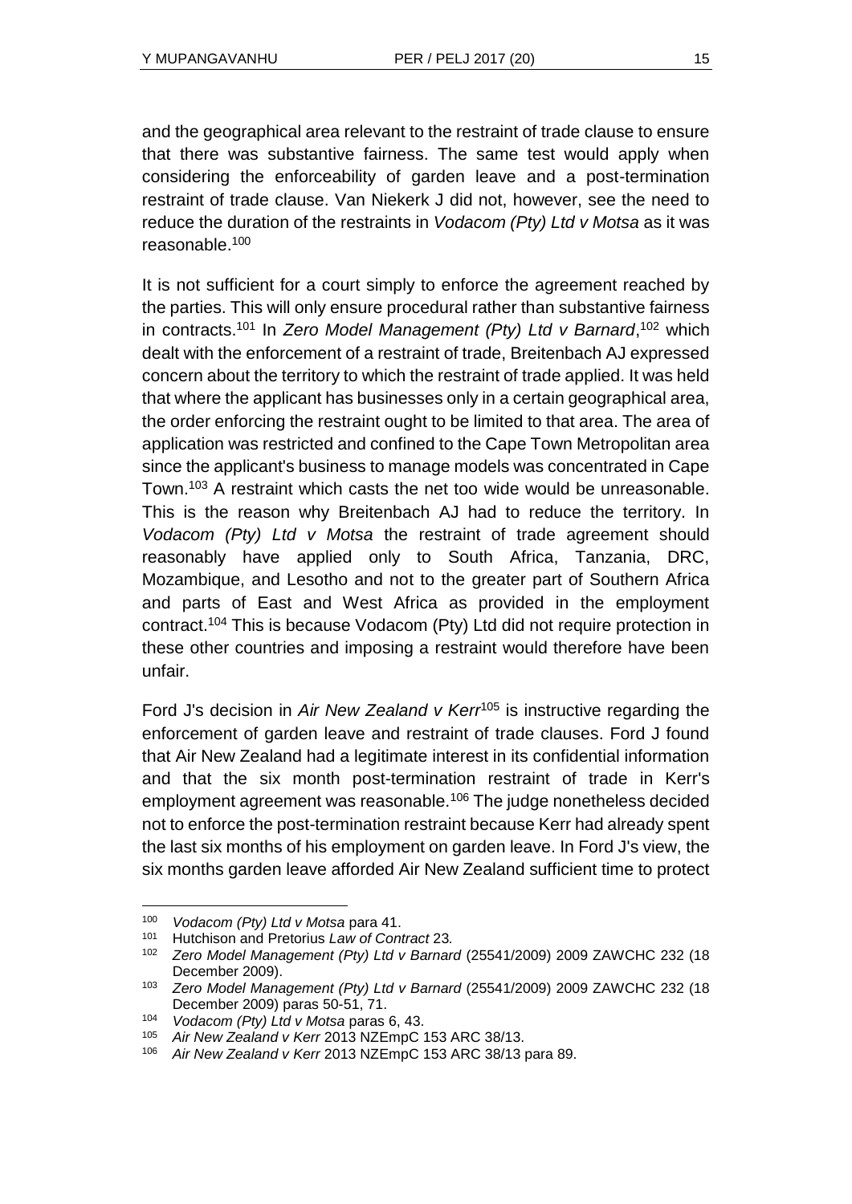and the geographical area relevant to the restraint of trade clause to ensure that there was substantive fairness. The same test would apply when considering the enforceability of garden leave and a post-termination restraint of trade clause. Van Niekerk J did not, however, see the need to reduce the duration of the restraints in *Vodacom (Pty) Ltd v Motsa* as it was reasonable.[100]

It is not sufficient for a court simply to enforce the agreement reached by the parties. This will only ensure procedural rather than substantive fairness in contracts.[101] In *Zero Model Management (Pty) Ltd v Barnard*,[102] which dealt with the enforcement of a restraint of trade, Breitenbach AJ expressed concern about the territory to which the restraint of trade applied. It was held that where the applicant has businesses only in a certain geographical area, the order enforcing the restraint ought to be limited to that area. The area of application was restricted and confined to the Cape Town Metropolitan area since the applicant's business to manage models was concentrated in Cape Town.[103] A restraint which casts the net too wide would be unreasonable. This is the reason why Breitenbach AJ had to reduce the territory. In *Vodacom (Pty) Ltd v Motsa* the restraint of trade agreement should reasonably have applied only to South Africa, Tanzania, DRC, Mozambique, and Lesotho and not to the greater part of Southern Africa and parts of East and West Africa as provided in the employment contract.[104] This is because Vodacom (Pty) Ltd did not require protection in these other countries and imposing a restraint would therefore have been unfair.

Ford J's decision in *Air New Zealand v Kerr*[105] is instructive regarding the enforcement of garden leave and restraint of trade clauses. Ford J found that Air New Zealand had a legitimate interest in its confidential information and that the six month post-termination restraint of trade in Kerr's employment agreement was reasonable.[106] The judge nonetheless decided not to enforce the post-termination restraint because Kerr had already spent the last six months of his employment on garden leave. In Ford J's view, the six months garden leave afforded Air New Zealand sufficient time to protect

---

[100] *Vodacom (Pty) Ltd v Motsa* para 41.

[101] Hutchison and Pretorius *Law of Contract* 23*.*

[102] *Zero Model Management (Pty) Ltd v Barnard* (25541/2009) 2009 ZAWCHC 232 (18 December 2009).

[103] *Zero Model Management (Pty) Ltd v Barnard* (25541/2009) 2009 ZAWCHC 232 (18 December 2009) paras 50-51, 71.

[104] *Vodacom (Pty) Ltd v Motsa* paras 6, 43.

[105] *Air New Zealand v Kerr* 2013 NZEmpC 153 ARC 38/13.

[106] *Air New Zealand v Kerr* 2013 NZEmpC 153 ARC 38/13 para 89.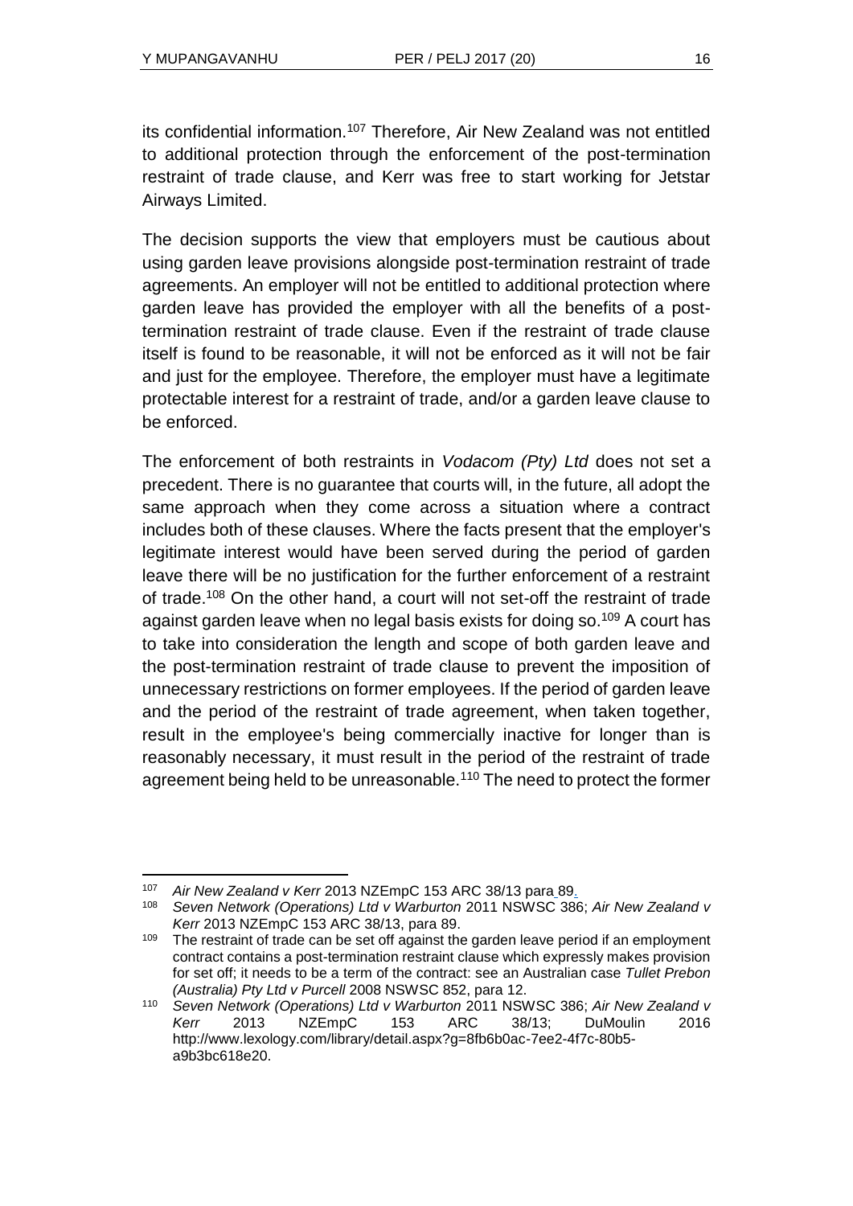its confidential information.[107] Therefore, Air New Zealand was not entitled to additional protection through the enforcement of the post-termination restraint of trade clause, and Kerr was free to start working for Jetstar Airways Limited.

The decision supports the view that employers must be cautious about using garden leave provisions alongside post-termination restraint of trade agreements. An employer will not be entitled to additional protection where garden leave has provided the employer with all the benefits of a post-termination restraint of trade clause. Even if the restraint of trade clause itself is found to be reasonable, it will not be enforced as it will not be fair and just for the employee. Therefore, the employer must have a legitimate protectable interest for a restraint of trade, and/or a garden leave clause to be enforced.

The enforcement of both restraints in *Vodacom (Pty) Ltd* does not set a precedent. There is no guarantee that courts will, in the future, all adopt the same approach when they come across a situation where a contract includes both of these clauses. Where the facts present that the employer's legitimate interest would have been served during the period of garden leave there will be no justification for the further enforcement of a restraint of trade.[108] On the other hand, a court will not set-off the restraint of trade against garden leave when no legal basis exists for doing so.[109] A court has to take into consideration the length and scope of both garden leave and the post-termination restraint of trade clause to prevent the imposition of unnecessary restrictions on former employees. If the period of garden leave and the period of the restraint of trade agreement, when taken together, result in the employee's being commercially inactive for longer than is reasonably necessary, it must result in the period of the restraint of trade agreement being held to be unreasonable.[110] The need to protect the former

---

[107] *Air New Zealand v Kerr* 2013 NZEmpC 153 ARC 38/13 para 89.

[108] *Seven Network (Operations) Ltd v Warburton* 2011 NSWSC 386; *Air New Zealand v Kerr* 2013 NZEmpC 153 ARC 38/13, para 89.

[109] The restraint of trade can be set off against the garden leave period if an employment contract contains a post-termination restraint clause which expressly makes provision for set off; it needs to be a term of the contract: see an Australian case *Tullet Prebon (Australia) Pty Ltd v Purcell* 2008 NSWSC 852, para 12.

[110] *Seven Network (Operations) Ltd v Warburton* 2011 NSWSC 386; *Air New Zealand v Kerr* 2013 NZEmpC 153 ARC 38/13; DuMoulin 2016 http://www.lexology.com/library/detail.aspx?g=8fb6b0ac-7ee2-4f7c-80b5-a9b3bc618e20.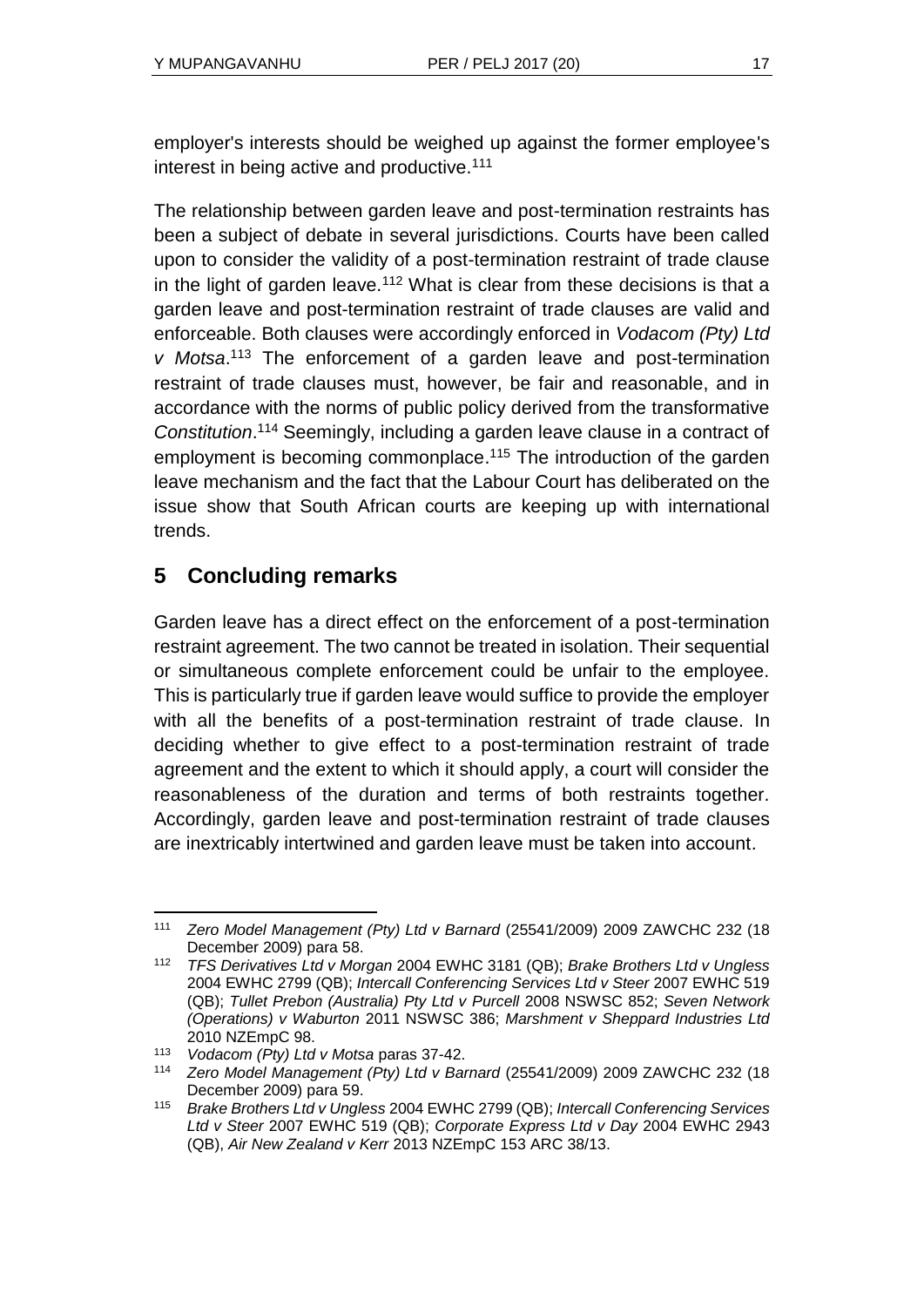employer's interests should be weighed up against the former employee's interest in being active and productive.[111]

The relationship between garden leave and post-termination restraints has been a subject of debate in several jurisdictions. Courts have been called upon to consider the validity of a post-termination restraint of trade clause in the light of garden leave.[112] What is clear from these decisions is that a garden leave and post-termination restraint of trade clauses are valid and enforceable. Both clauses were accordingly enforced in *Vodacom (Pty) Ltd v Motsa*.[113] The enforcement of a garden leave and post-termination restraint of trade clauses must, however, be fair and reasonable, and in accordance with the norms of public policy derived from the transformative *Constitution*.[114] Seemingly, including a garden leave clause in a contract of employment is becoming commonplace.[115] The introduction of the garden leave mechanism and the fact that the Labour Court has deliberated on the issue show that South African courts are keeping up with international trends.

## 5 Concluding remarks

Garden leave has a direct effect on the enforcement of a post-termination restraint agreement. The two cannot be treated in isolation. Their sequential or simultaneous complete enforcement could be unfair to the employee. This is particularly true if garden leave would suffice to provide the employer with all the benefits of a post-termination restraint of trade clause. In deciding whether to give effect to a post-termination restraint of trade agreement and the extent to which it should apply, a court will consider the reasonableness of the duration and terms of both restraints together. Accordingly, garden leave and post-termination restraint of trade clauses are inextricably intertwined and garden leave must be taken into account.

---

111 *Zero Model Management (Pty) Ltd v Barnard* (25541/2009) 2009 ZAWCHC 232 (18 December 2009) para 58.

112 *TFS Derivatives Ltd v Morgan* 2004 EWHC 3181 (QB); *Brake Brothers Ltd v Ungless* 2004 EWHC 2799 (QB); *Intercall Conferencing Services Ltd v Steer* 2007 EWHC 519 (QB); *Tullet Prebon (Australia) Pty Ltd v Purcell* 2008 NSWSC 852; *Seven Network (Operations) v Waburton* 2011 NSWSC 386; *Marshment v Sheppard Industries Ltd* 2010 NZEmpC 98.

113 *Vodacom (Pty) Ltd v Motsa* paras 37-42.

114 *Zero Model Management (Pty) Ltd v Barnard* (25541/2009) 2009 ZAWCHC 232 (18 December 2009) para 59.

115 *Brake Brothers Ltd v Ungless* 2004 EWHC 2799 (QB); *Intercall Conferencing Services Ltd v Steer* 2007 EWHC 519 (QB); *Corporate Express Ltd v Day* 2004 EWHC 2943 (QB), *Air New Zealand v Kerr* 2013 NZEmpC 153 ARC 38/13.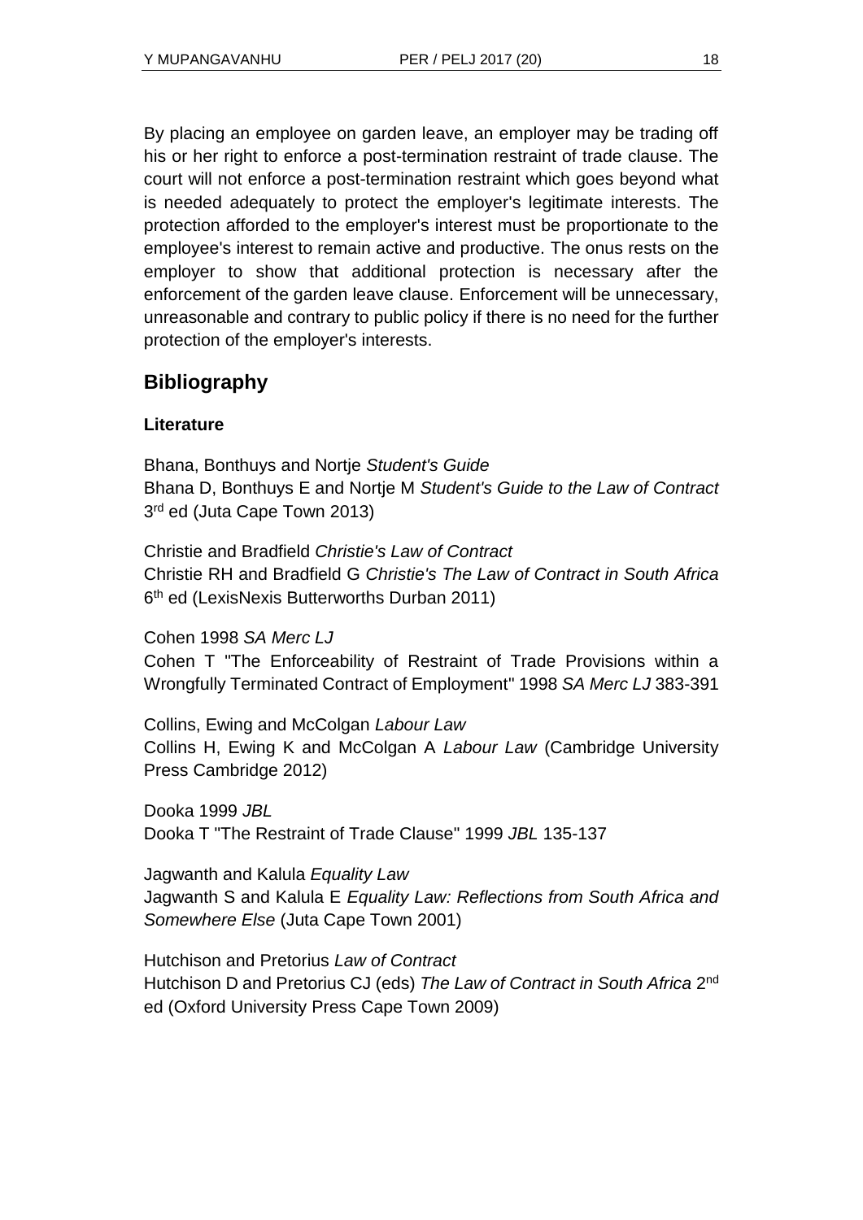By placing an employee on garden leave, an employer may be trading off his or her right to enforce a post-termination restraint of trade clause. The court will not enforce a post-termination restraint which goes beyond what is needed adequately to protect the employer's legitimate interests. The protection afforded to the employer's interest must be proportionate to the employee's interest to remain active and productive. The onus rests on the employer to show that additional protection is necessary after the enforcement of the garden leave clause. Enforcement will be unnecessary, unreasonable and contrary to public policy if there is no need for the further protection of the employer's interests.

## Bibliography

### Literature

Bhana, Bonthuys and Nortje *Student's Guide*
Bhana D, Bonthuys E and Nortje M *Student's Guide to the Law of Contract* 3rd ed (Juta Cape Town 2013)

Christie and Bradfield *Christie's Law of Contract*
Christie RH and Bradfield G *Christie's The Law of Contract in South Africa* 6th ed (LexisNexis Butterworths Durban 2011)

Cohen 1998 *SA Merc LJ*
Cohen T "The Enforceability of Restraint of Trade Provisions within a Wrongfully Terminated Contract of Employment" 1998 *SA Merc LJ* 383-391

Collins, Ewing and McColgan *Labour Law*
Collins H, Ewing K and McColgan A *Labour Law* (Cambridge University Press Cambridge 2012)

Dooka 1999 *JBL*
Dooka T "The Restraint of Trade Clause" 1999 *JBL* 135-137

Jagwanth and Kalula *Equality Law*
Jagwanth S and Kalula E *Equality Law: Reflections from South Africa and Somewhere Else* (Juta Cape Town 2001)

Hutchison and Pretorius *Law of Contract*
Hutchison D and Pretorius CJ (eds) *The Law of Contract in South Africa* 2nd ed (Oxford University Press Cape Town 2009)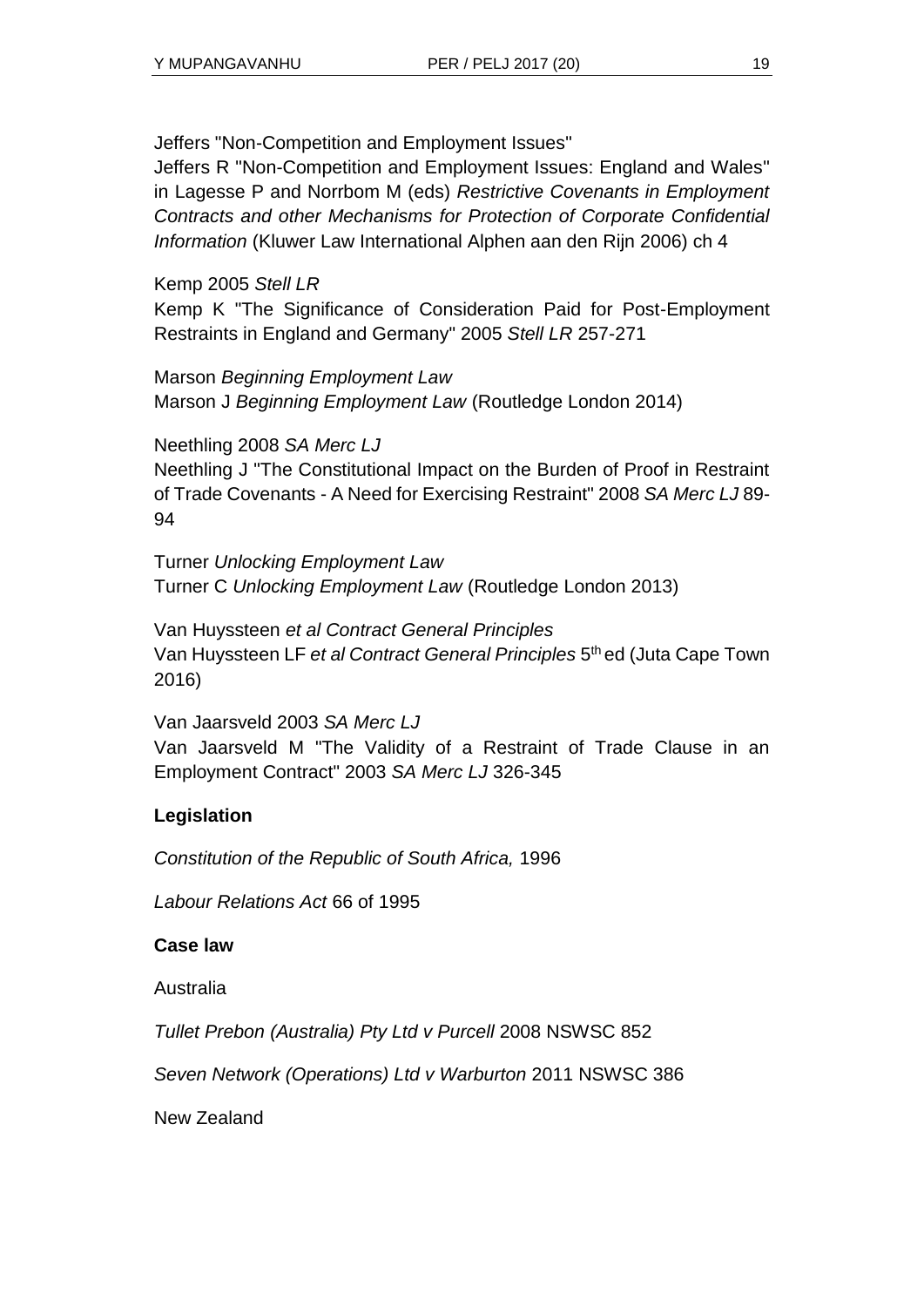Jeffers "Non-Competition and Employment Issues"
Jeffers R "Non-Competition and Employment Issues: England and Wales" in Lagesse P and Norrbom M (eds) *Restrictive Covenants in Employment Contracts and other Mechanisms for Protection of Corporate Confidential Information* (Kluwer Law International Alphen aan den Rijn 2006) ch 4

Kemp 2005 *Stell LR*
Kemp K "The Significance of Consideration Paid for Post-Employment Restraints in England and Germany" 2005 *Stell LR* 257-271

Marson *Beginning Employment Law*
Marson J *Beginning Employment Law* (Routledge London 2014)

Neethling 2008 *SA Merc LJ*
Neethling J "The Constitutional Impact on the Burden of Proof in Restraint of Trade Covenants - A Need for Exercising Restraint" 2008 *SA Merc LJ* 89-94

Turner *Unlocking Employment Law*
Turner C *Unlocking Employment Law* (Routledge London 2013)

Van Huyssteen *et al Contract General Principles*
Van Huyssteen LF *et al Contract General Principles* 5th ed (Juta Cape Town 2016)

Van Jaarsveld 2003 *SA Merc LJ*
Van Jaarsveld M "The Validity of a Restraint of Trade Clause in an Employment Contract" 2003 *SA Merc LJ* 326-345

**Legislation**

*Constitution of the Republic of South Africa,* 1996

*Labour Relations Act* 66 of 1995

**Case law**

Australia

*Tullet Prebon (Australia) Pty Ltd v Purcell* 2008 NSWSC 852

*Seven Network (Operations) Ltd v Warburton* 2011 NSWSC 386

New Zealand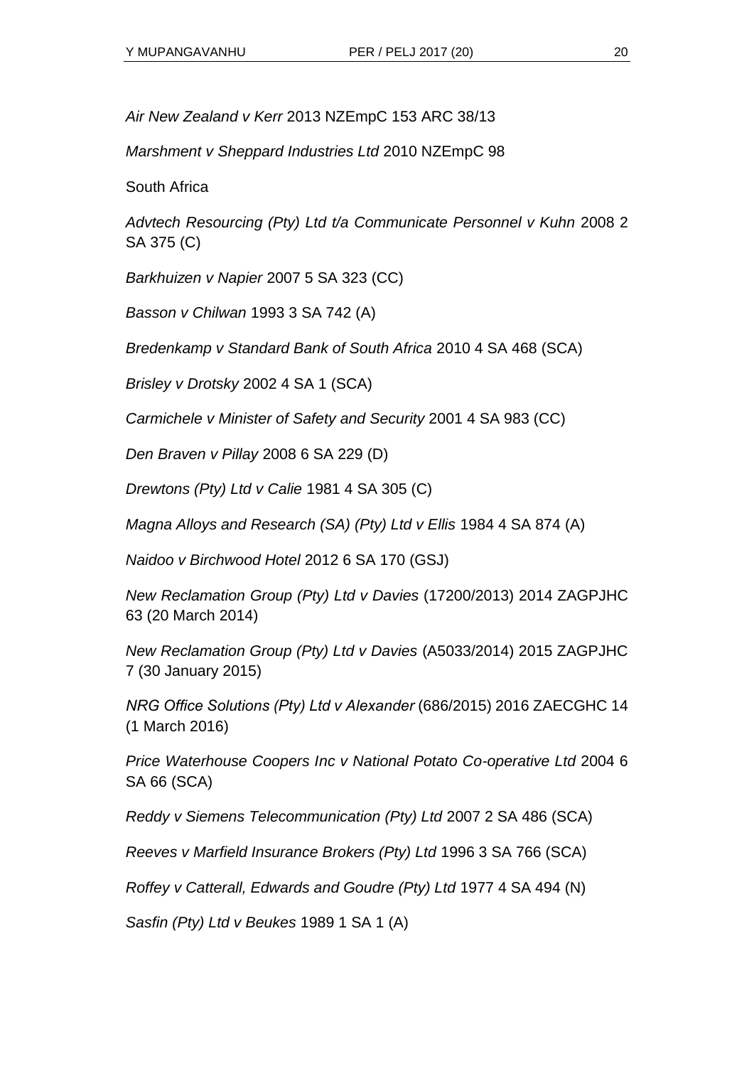*Air New Zealand v Kerr* 2013 NZEmpC 153 ARC 38/13

*Marshment v Sheppard Industries Ltd* 2010 NZEmpC 98

South Africa

*Advtech Resourcing (Pty) Ltd t/a Communicate Personnel v Kuhn* 2008 2 SA 375 (C)

*Barkhuizen v Napier* 2007 5 SA 323 (CC)

*Basson v Chilwan* 1993 3 SA 742 (A)

*Bredenkamp v Standard Bank of South Africa* 2010 4 SA 468 (SCA)

*Brisley v Drotsky* 2002 4 SA 1 (SCA)

*Carmichele v Minister of Safety and Security* 2001 4 SA 983 (CC)

*Den Braven v Pillay* 2008 6 SA 229 (D)

*Drewtons (Pty) Ltd v Calie* 1981 4 SA 305 (C)

*Magna Alloys and Research (SA) (Pty) Ltd v Ellis* 1984 4 SA 874 (A)

*Naidoo v Birchwood Hotel* 2012 6 SA 170 (GSJ)

*New Reclamation Group (Pty) Ltd v Davies* (17200/2013) 2014 ZAGPJHC 63 (20 March 2014)

*New Reclamation Group (Pty) Ltd v Davies* (A5033/2014) 2015 ZAGPJHC 7 (30 January 2015)

*NRG Office Solutions (Pty) Ltd v Alexander* (686/2015) 2016 ZAECGHC 14 (1 March 2016)

*Price Waterhouse Coopers Inc v National Potato Co-operative Ltd* 2004 6 SA 66 (SCA)

*Reddy v Siemens Telecommunication (Pty) Ltd* 2007 2 SA 486 (SCA)

*Reeves v Marfield Insurance Brokers (Pty) Ltd* 1996 3 SA 766 (SCA)

*Roffey v Catterall, Edwards and Goudre (Pty) Ltd* 1977 4 SA 494 (N)

*Sasfin (Pty) Ltd v Beukes* 1989 1 SA 1 (A)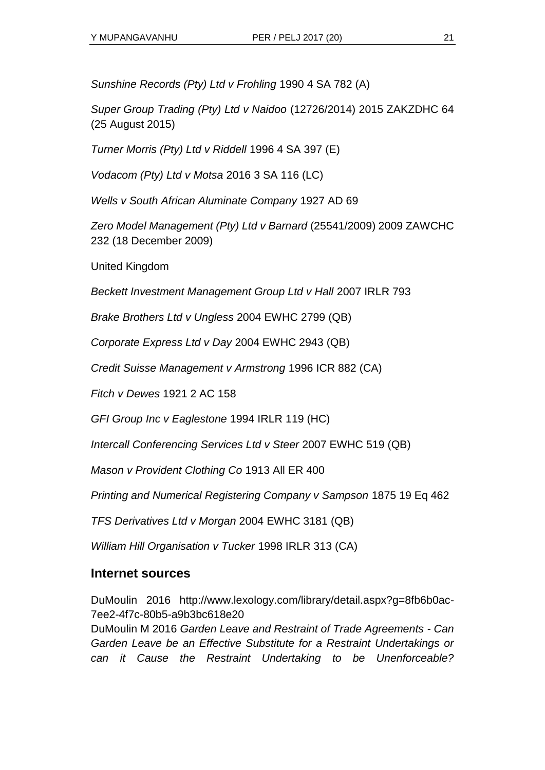*Sunshine Records (Pty) Ltd v Frohling* 1990 4 SA 782 (A)

*Super Group Trading (Pty) Ltd v Naidoo* (12726/2014) 2015 ZAKZDHC 64 (25 August 2015)

*Turner Morris (Pty) Ltd v Riddell* 1996 4 SA 397 (E)

*Vodacom (Pty) Ltd v Motsa* 2016 3 SA 116 (LC)

*Wells v South African Aluminate Company* 1927 AD 69

*Zero Model Management (Pty) Ltd v Barnard* (25541/2009) 2009 ZAWCHC 232 (18 December 2009)

United Kingdom

*Beckett Investment Management Group Ltd v Hall* 2007 IRLR 793

*Brake Brothers Ltd v Ungless* 2004 EWHC 2799 (QB)

*Corporate Express Ltd v Day* 2004 EWHC 2943 (QB)

*Credit Suisse Management v Armstrong* 1996 ICR 882 (CA)

*Fitch v Dewes* 1921 2 AC 158

*GFI Group Inc v Eaglestone* 1994 IRLR 119 (HC)

*Intercall Conferencing Services Ltd v Steer* 2007 EWHC 519 (QB)

*Mason v Provident Clothing Co* 1913 All ER 400

*Printing and Numerical Registering Company v Sampson* 1875 19 Eq 462

*TFS Derivatives Ltd v Morgan* 2004 EWHC 3181 (QB)

*William Hill Organisation v Tucker* 1998 IRLR 313 (CA)

## Internet sources

DuMoulin 2016 http://www.lexology.com/library/detail.aspx?g=8fb6b0ac-7ee2-4f7c-80b5-a9b3bc618e20
DuMoulin M 2016 *Garden Leave and Restraint of Trade Agreements - Can Garden Leave be an Effective Substitute for a Restraint Undertakings or can it Cause the Restraint Undertaking to be Unenforceable?*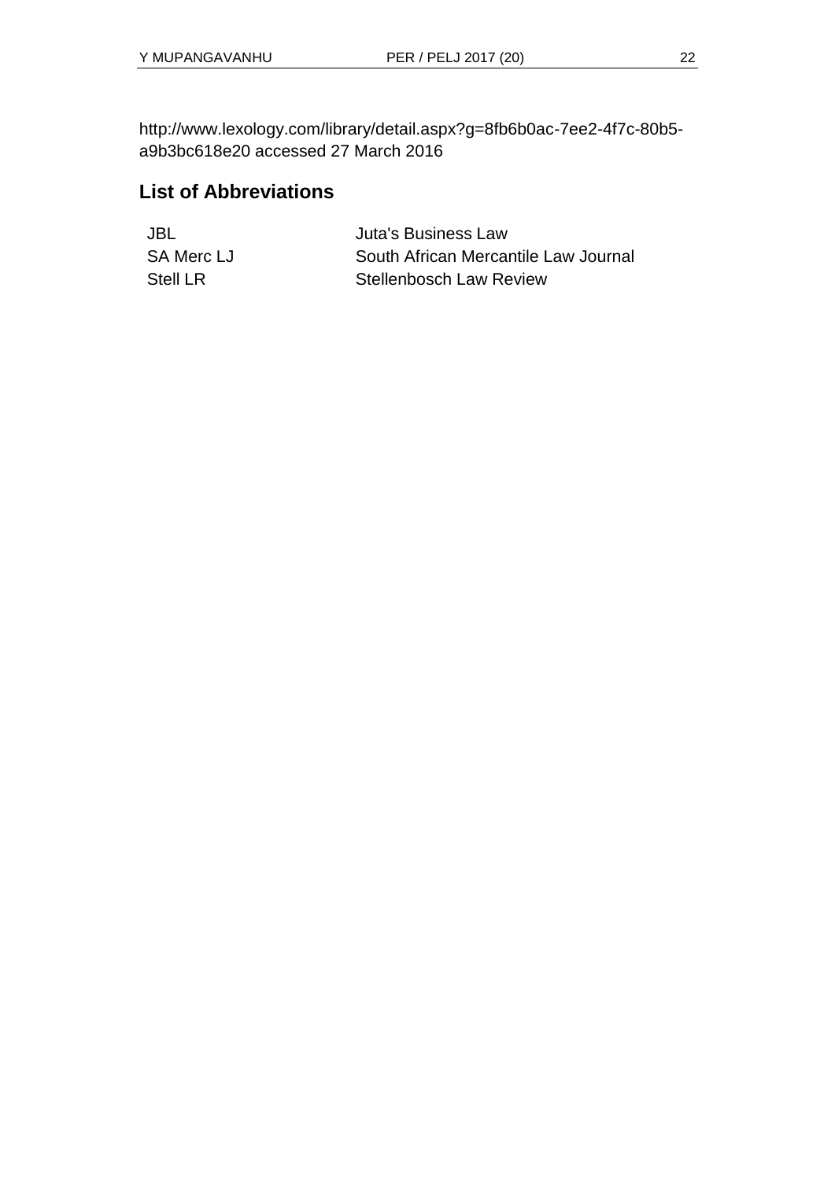http://www.lexology.com/library/detail.aspx?g=8fb6b0ac-7ee2-4f7c-80b5-a9b3bc618e20 accessed 27 March 2016

## List of Abbreviations

| | |
|---|---|
| JBL | Juta's Business Law |
| SA Merc LJ | South African Mercantile Law Journal |
| Stell LR | Stellenbosch Law Review |